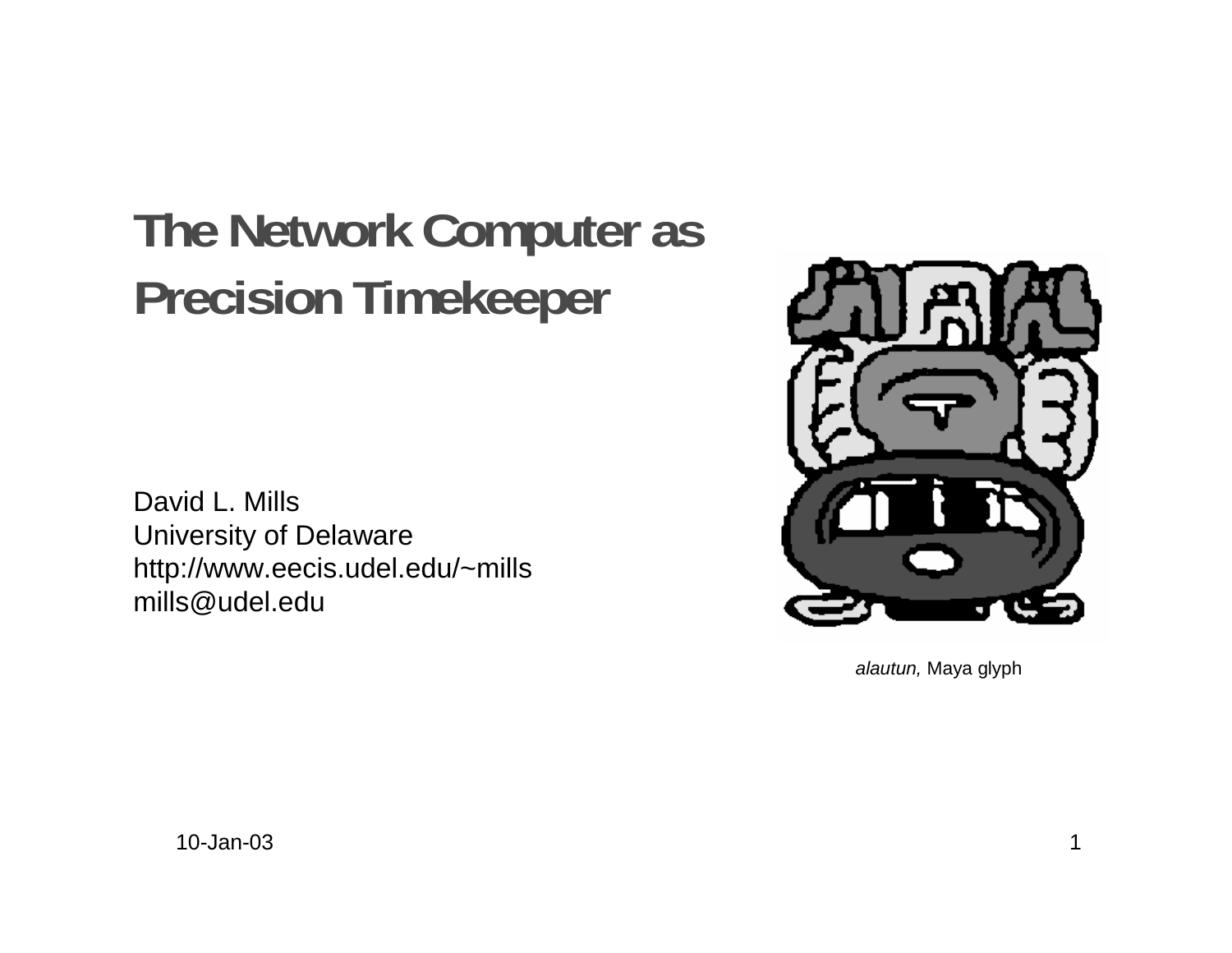# The Network Computer as Precision Timekeeper

David L. Mills
University of Delaware
http://www.eecis.udel.edu/~mills
mills@udel.edu

*alautun,* Maya glyph

10-Jan-03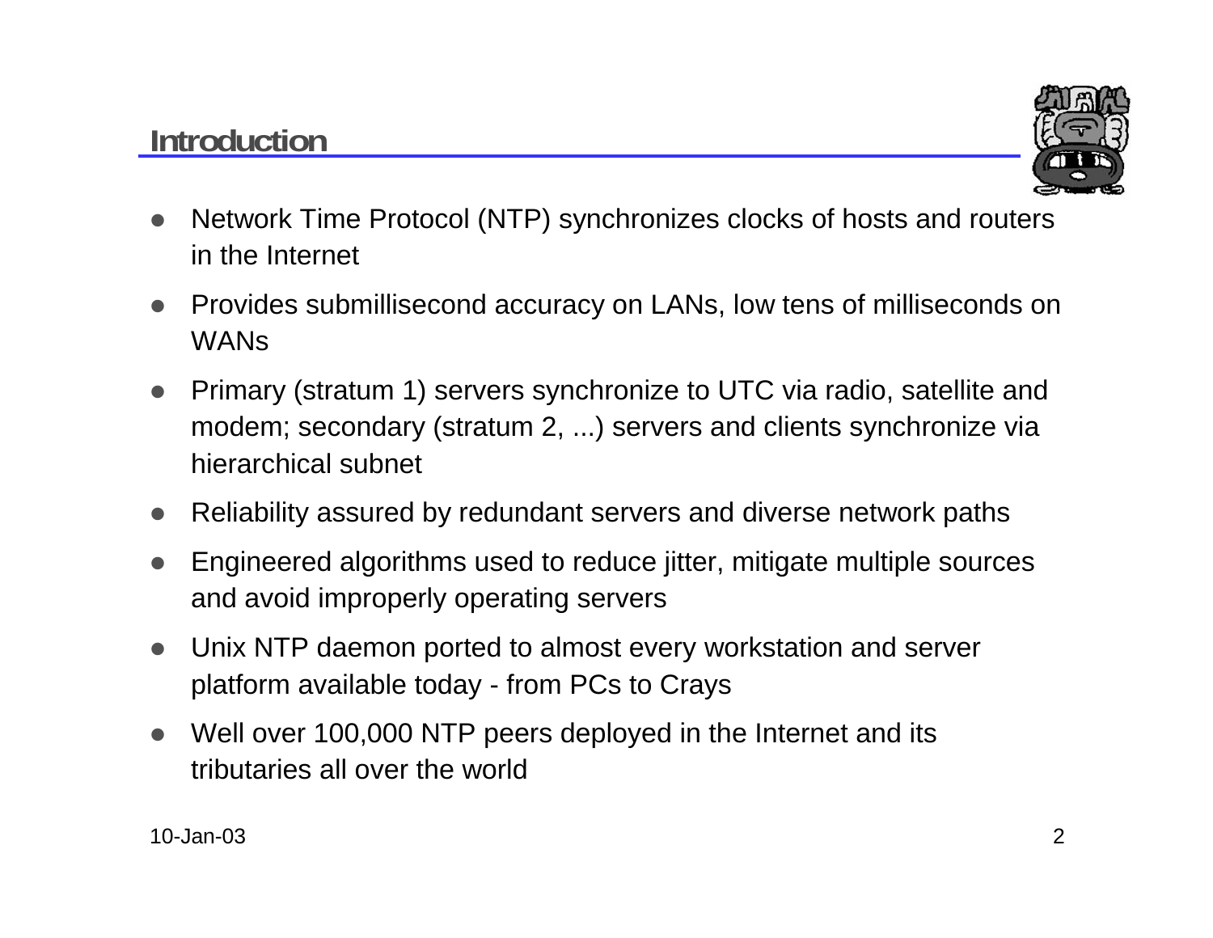## Introduction

- Network Time Protocol (NTP) synchronizes clocks of hosts and routers in the Internet
- Provides submillisecond accuracy on LANs, low tens of milliseconds on WANs
- Primary (stratum 1) servers synchronize to UTC via radio, satellite and modem; secondary (stratum 2, ...) servers and clients synchronize via hierarchical subnet
- Reliability assured by redundant servers and diverse network paths
- Engineered algorithms used to reduce jitter, mitigate multiple sources and avoid improperly operating servers
- Unix NTP daemon ported to almost every workstation and server platform available today - from PCs to Crays
- Well over 100,000 NTP peers deployed in the Internet and its tributaries all over the world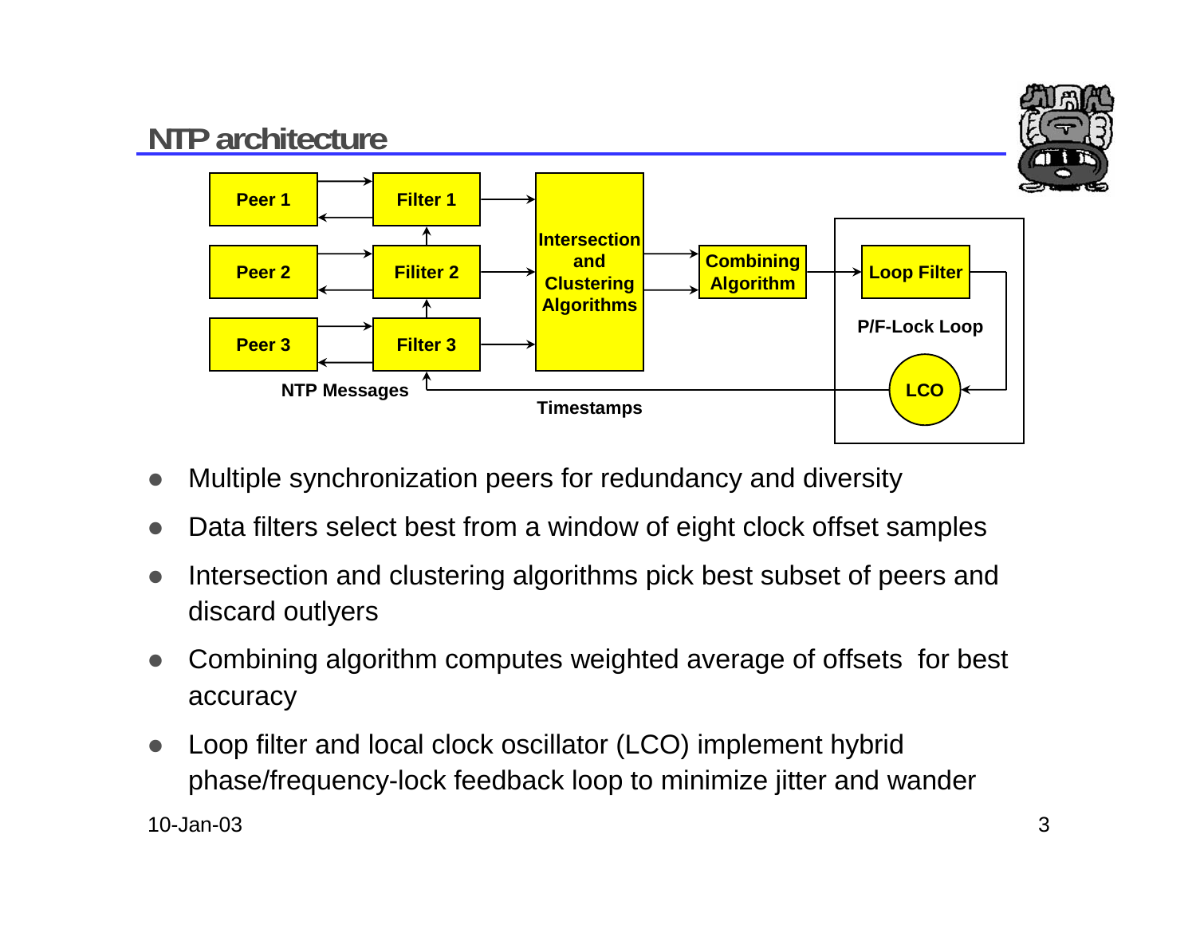# NTP architecture

Peer 1 | Filter 1
Peer 2 | Filiter 2
Peer 3 | Filter 3

Intersection and Clustering Algorithms → Combining Algorithm → Loop Filter

P/F-Lock Loop

LCO

NTP Messages

Timestamps

- Multiple synchronization peers for redundancy and diversity
- Data filters select best from a window of eight clock offset samples
- Intersection and clustering algorithms pick best subset of peers and discard outlyers
- Combining algorithm computes weighted average of offsets for best accuracy
- Loop filter and local clock oscillator (LCO) implement hybrid phase/frequency-lock feedback loop to minimize jitter and wander

10-Jan-03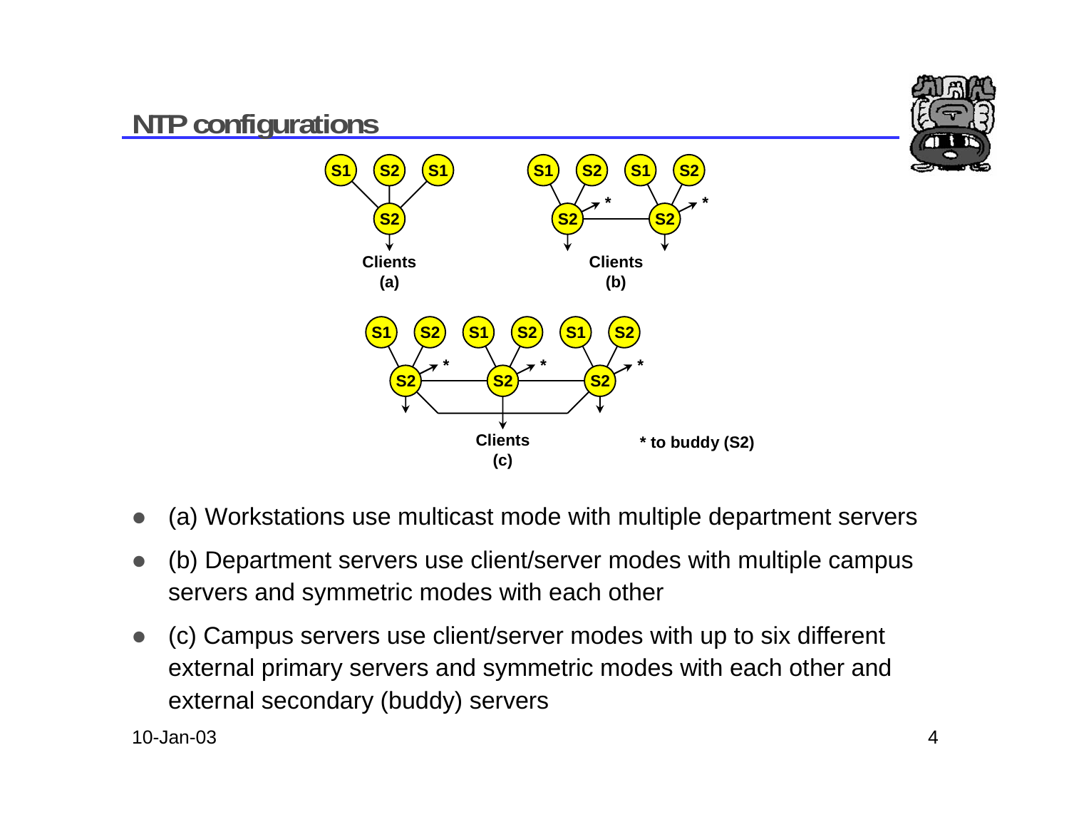# NTP configurations

Clients
(a)

Clients
(b)

Clients
(c)

* to buddy (S2)

- (a) Workstations use multicast mode with multiple department servers
- (b) Department servers use client/server modes with multiple campus servers and symmetric modes with each other
- (c) Campus servers use client/server modes with up to six different external primary servers and symmetric modes with each other and external secondary (buddy) servers

10-Jan-03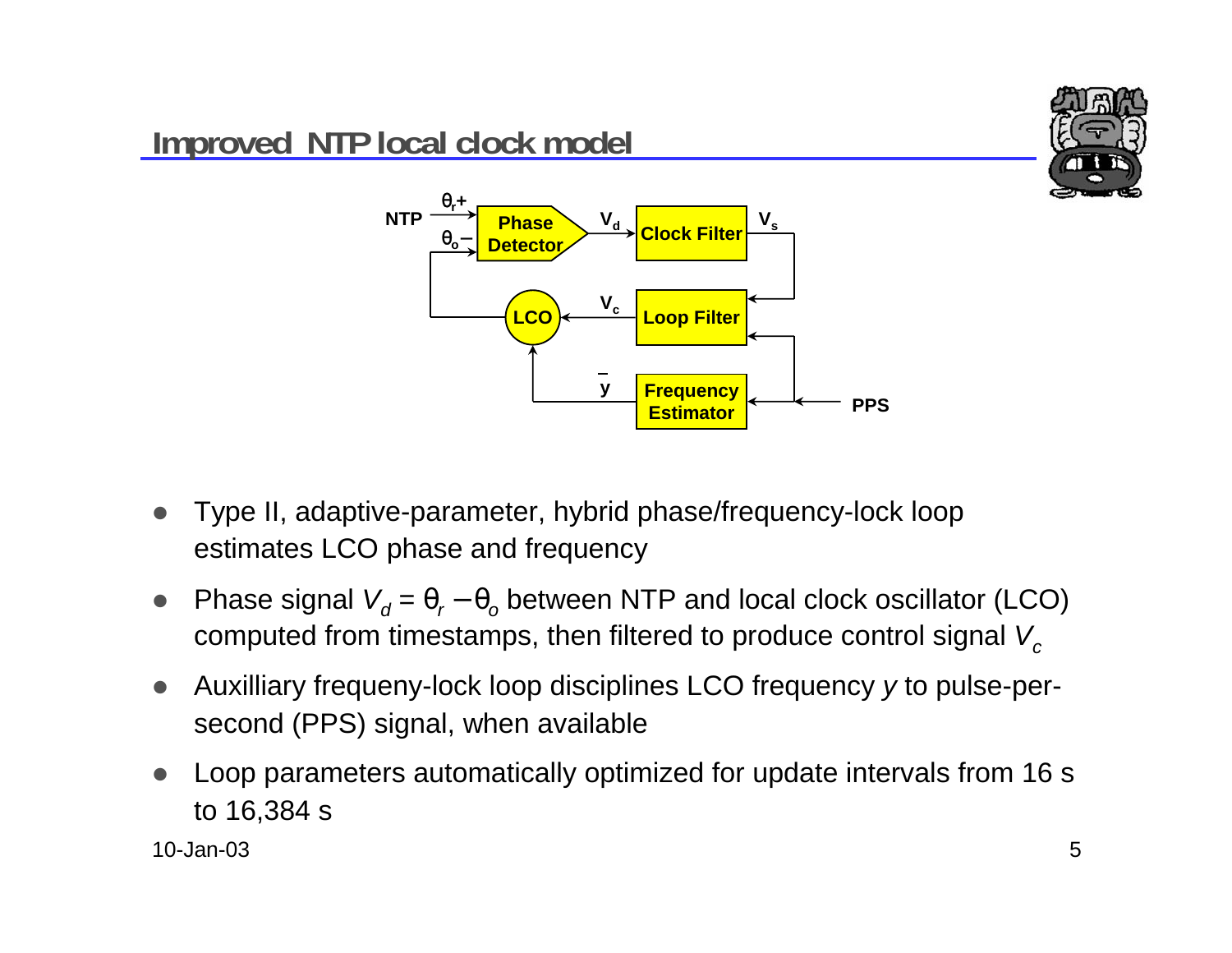## Improved NTP local clock model

- Type II, adaptive-parameter, hybrid phase/frequency-lock loop estimates LCO phase and frequency
- Phase signal $V_d = \theta_r - \theta_o$ between NTP and local clock oscillator (LCO) computed from timestamps, then filtered to produce control signal $V_c$
- Auxilliary frequeny-lock loop disciplines LCO frequency $y$ to pulse-per-second (PPS) signal, when available
- Loop parameters automatically optimized for update intervals from 16 s to 16,384 s

10-Jan-03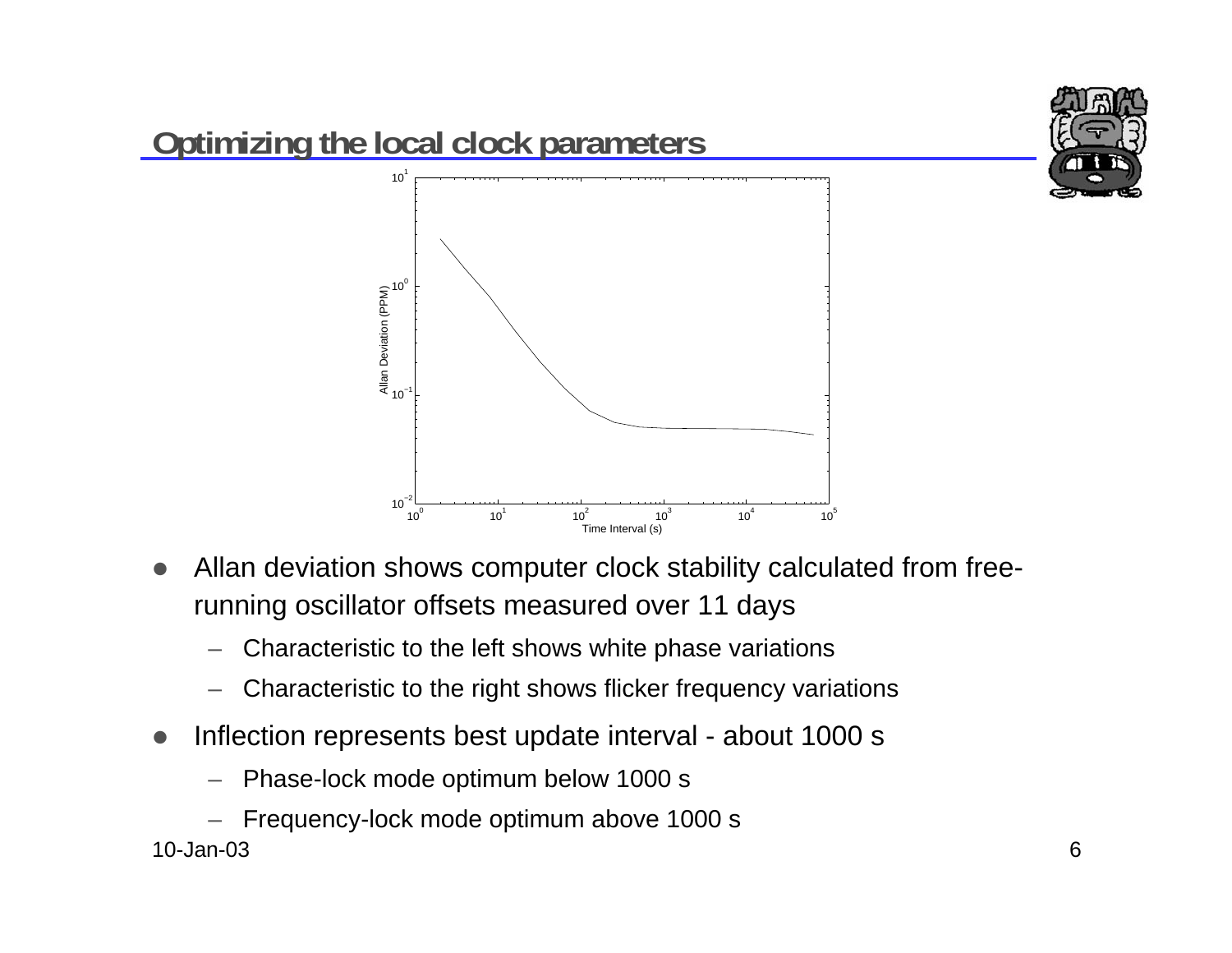# Optimizing the local clock parameters

- Allan deviation shows computer clock stability calculated from free-running oscillator offsets measured over 11 days
  - Characteristic to the left shows white phase variations
  - Characteristic to the right shows flicker frequency variations
- Inflection represents best update interval - about 1000 s
  - Phase-lock mode optimum below 1000 s
  - Frequency-lock mode optimum above 1000 s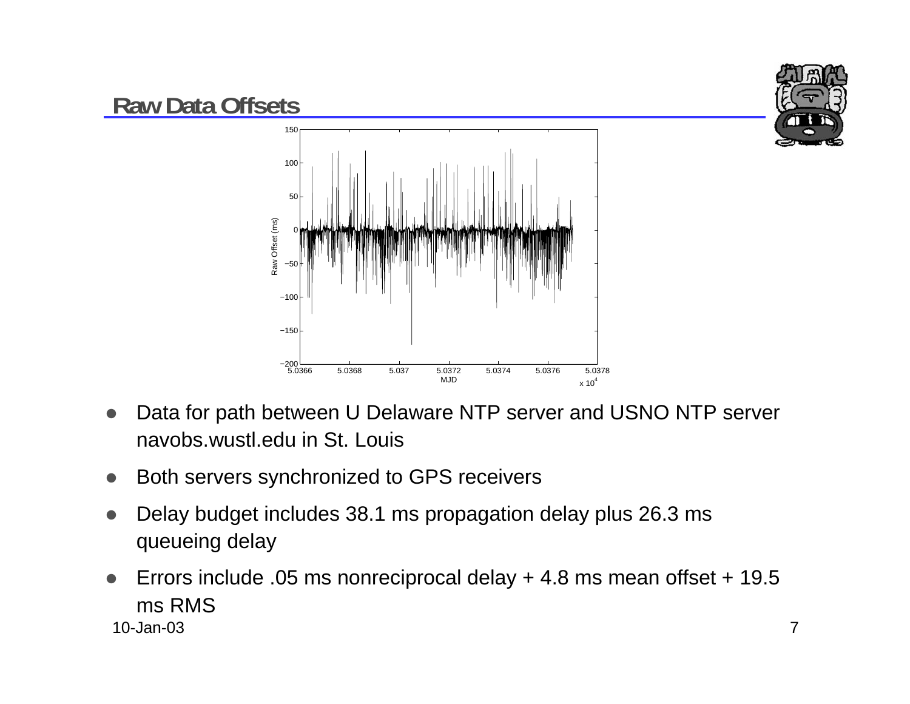## Raw Data Offsets

- Data for path between U Delaware NTP server and USNO NTP server navobs.wustl.edu in St. Louis
- Both servers synchronized to GPS receivers
- Delay budget includes 38.1 ms propagation delay plus 26.3 ms queueing delay
- Errors include .05 ms nonreciprocal delay + 4.8 ms mean offset + 19.5 ms RMS

10-Jan-03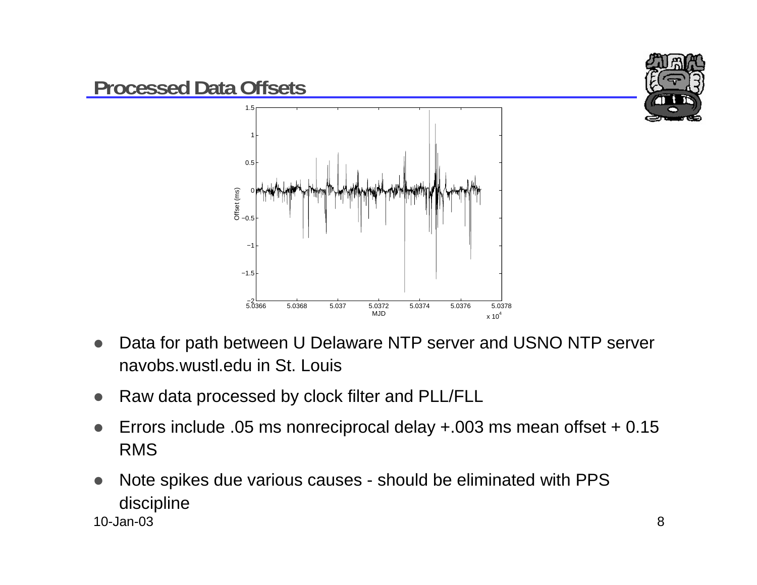## Processed Data Offsets

- Data for path between U Delaware NTP server and USNO NTP server navobs.wustl.edu in St. Louis
- Raw data processed by clock filter and PLL/FLL
- Errors include .05 ms nonreciprocal delay +.003 ms mean offset + 0.15 RMS
- Note spikes due various causes - should be eliminated with PPS discipline

10-Jan-03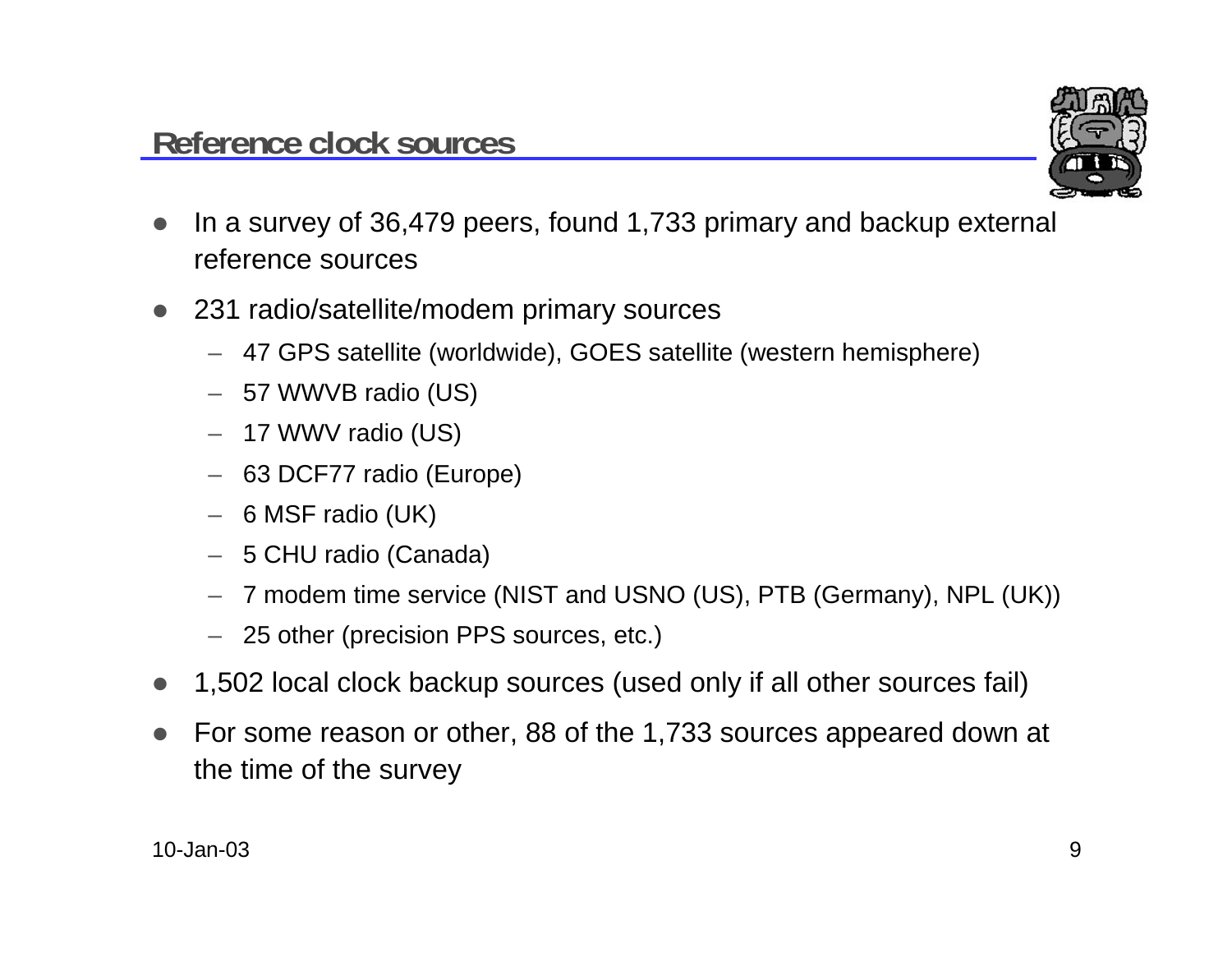## Reference clock sources

- In a survey of 36,479 peers, found 1,733 primary and backup external reference sources
- 231 radio/satellite/modem primary sources
  - 47 GPS satellite (worldwide), GOES satellite (western hemisphere)
  - 57 WWVB radio (US)
  - 17 WWV radio (US)
  - 63 DCF77 radio (Europe)
  - 6 MSF radio (UK)
  - 5 CHU radio (Canada)
  - 7 modem time service (NIST and USNO (US), PTB (Germany), NPL (UK))
  - 25 other (precision PPS sources, etc.)
- 1,502 local clock backup sources (used only if all other sources fail)
- For some reason or other, 88 of the 1,733 sources appeared down at the time of the survey

10-Jan-03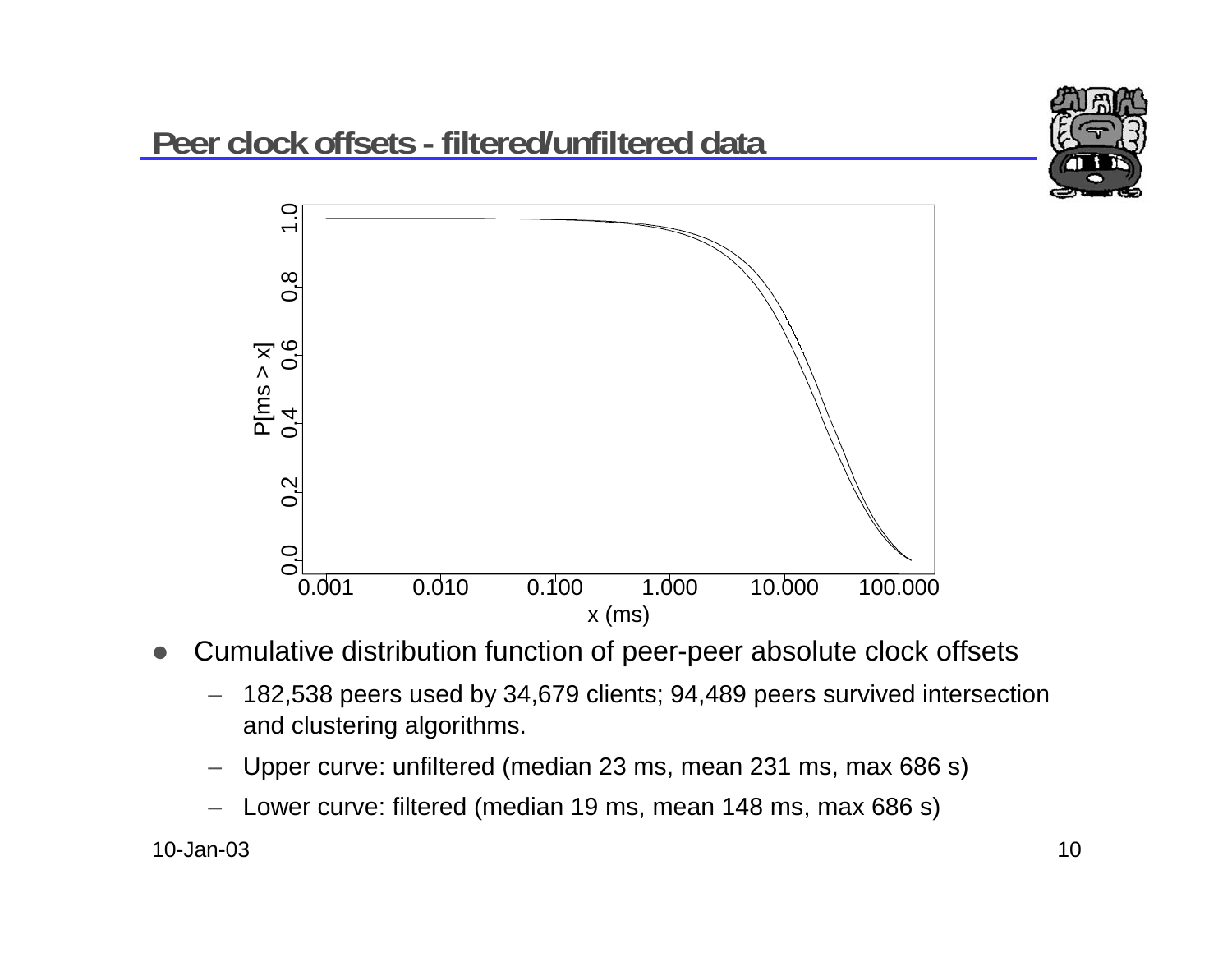## Peer clock offsets - filtered/unfiltered data

- Cumulative distribution function of peer-peer absolute clock offsets
  - 182,538 peers used by 34,679 clients; 94,489 peers survived intersection and clustering algorithms.
  - Upper curve: unfiltered (median 23 ms, mean 231 ms, max 686 s)
  - Lower curve: filtered (median 19 ms, mean 148 ms, max 686 s)

10-Jan-03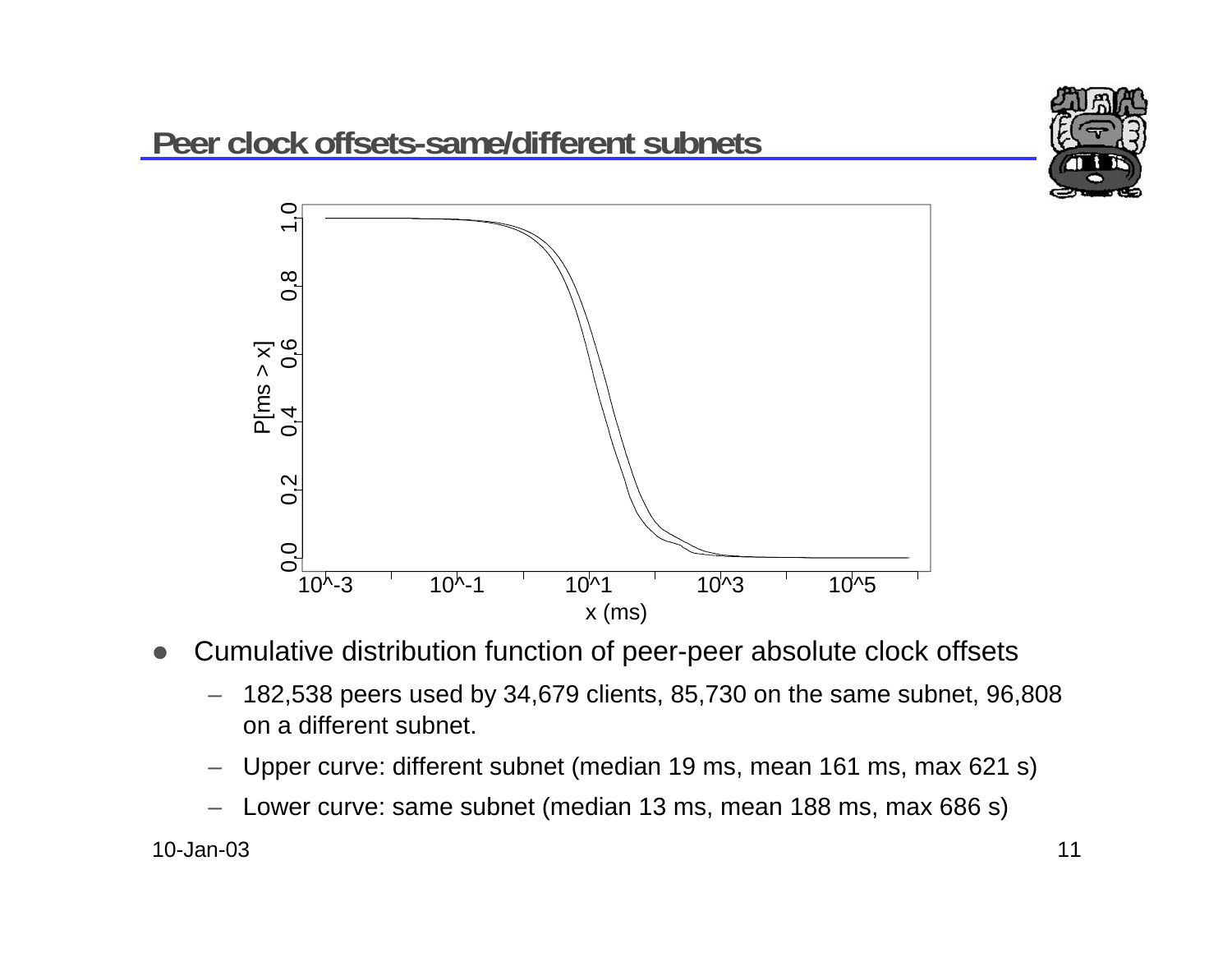## Peer clock offsets-same/different subnets

- Cumulative distribution function of peer-peer absolute clock offsets
  - 182,538 peers used by 34,679 clients, 85,730 on the same subnet, 96,808 on a different subnet.
  - Upper curve: different subnet (median 19 ms, mean 161 ms, max 621 s)
  - Lower curve: same subnet (median 13 ms, mean 188 ms, max 686 s)

10-Jan-03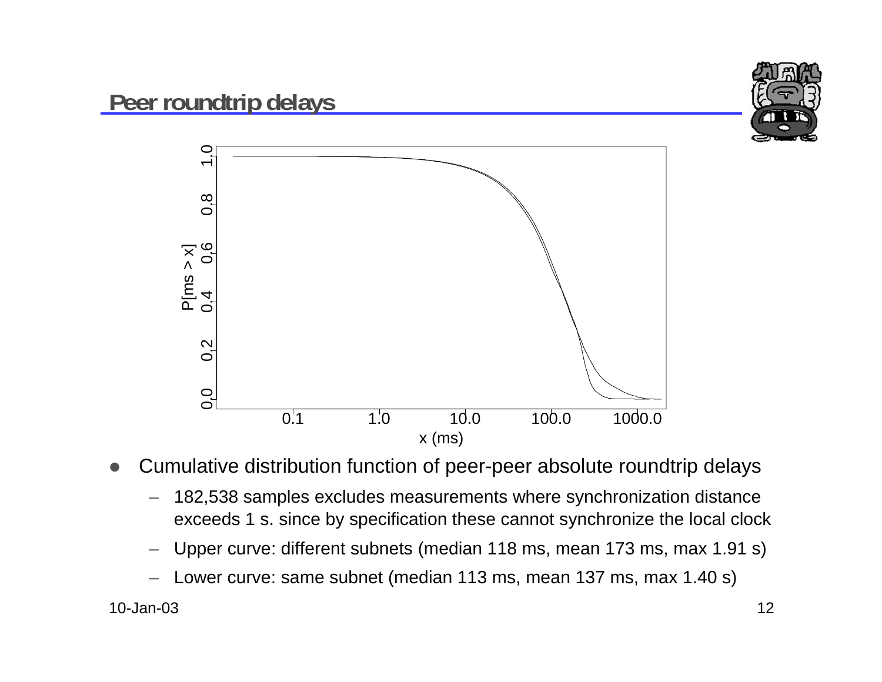## Peer roundtrip delays

- Cumulative distribution function of peer-peer absolute roundtrip delays
  - 182,538 samples excludes measurements where synchronization distance exceeds 1 s. since by specification these cannot synchronize the local clock
  - Upper curve: different subnets (median 118 ms, mean 173 ms, max 1.91 s)
  - Lower curve: same subnet (median 113 ms, mean 137 ms, max 1.40 s)

10-Jan-03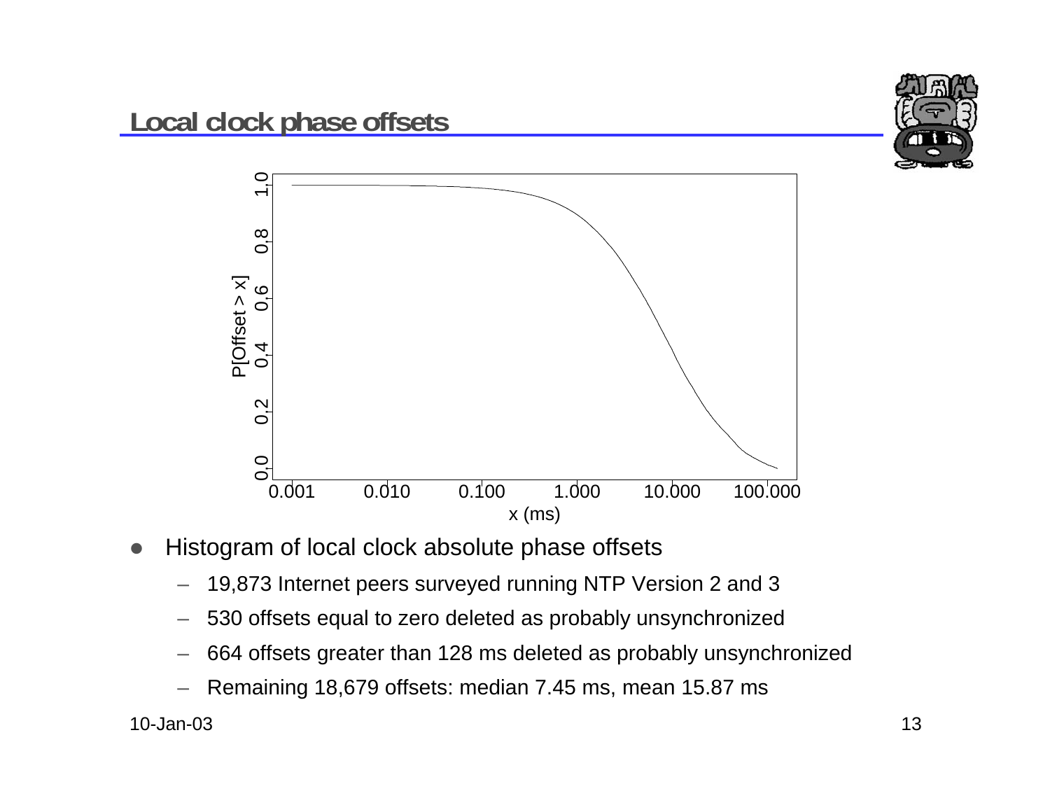## Local clock phase offsets

- Histogram of local clock absolute phase offsets
  - 19,873 Internet peers surveyed running NTP Version 2 and 3
  - 530 offsets equal to zero deleted as probably unsynchronized
  - 664 offsets greater than 128 ms deleted as probably unsynchronized
  - Remaining 18,679 offsets: median 7.45 ms, mean 15.87 ms

10-Jan-03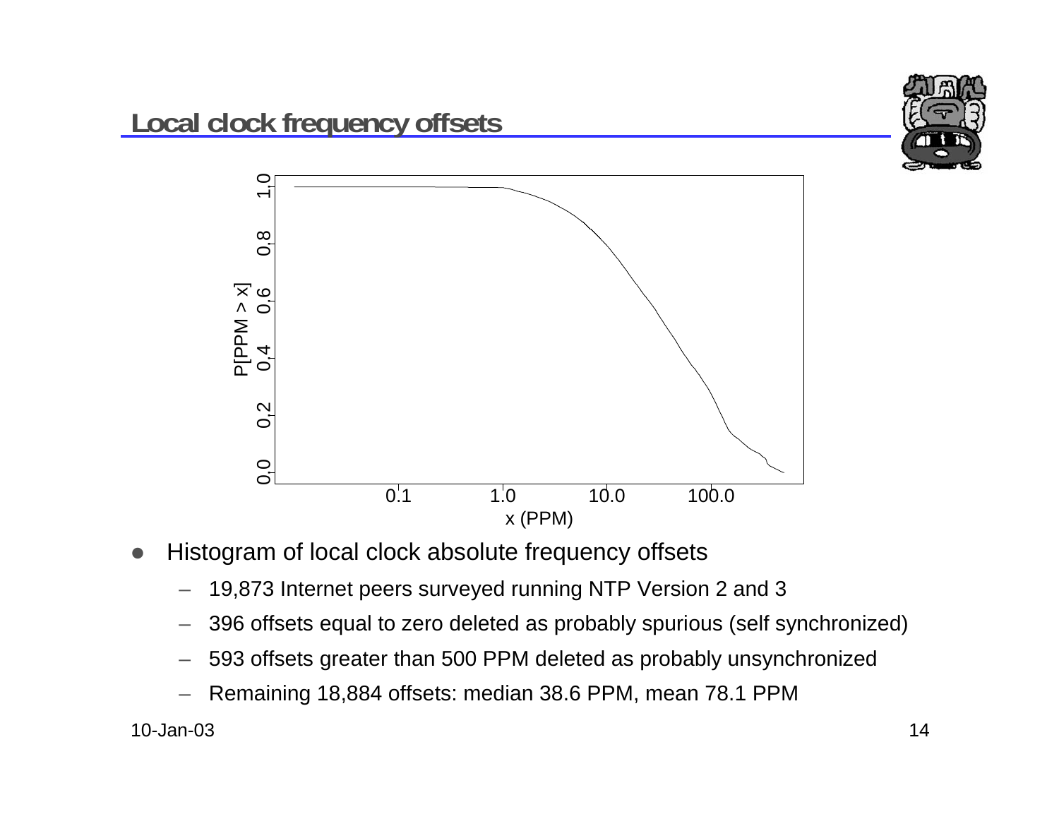## Local clock frequency offsets

- Histogram of local clock absolute frequency offsets
  - 19,873 Internet peers surveyed running NTP Version 2 and 3
  - 396 offsets equal to zero deleted as probably spurious (self synchronized)
  - 593 offsets greater than 500 PPM deleted as probably unsynchronized
  - Remaining 18,884 offsets: median 38.6 PPM, mean 78.1 PPM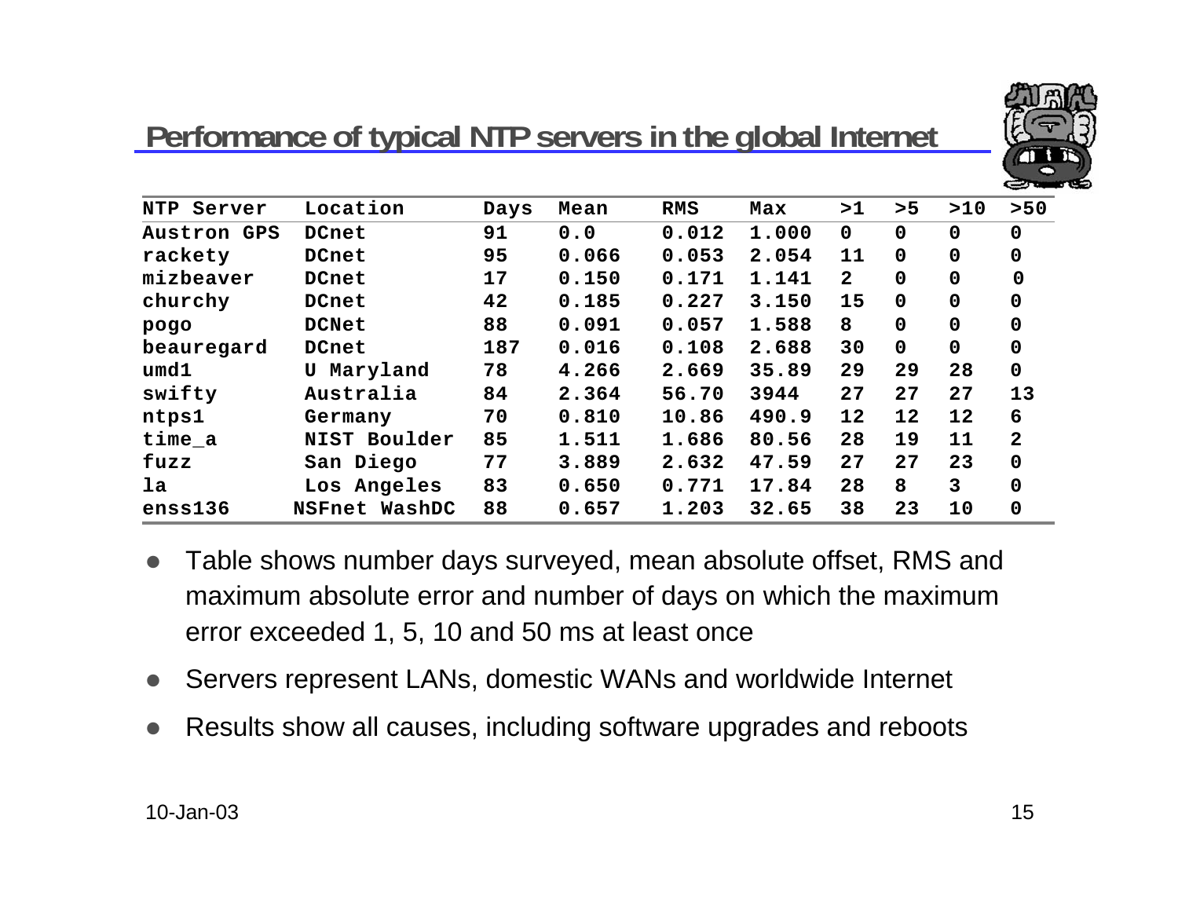# Performance of typical NTP servers in the global Internet

| NTP Server | Location | Days | Mean | RMS | Max | >1 | >5 | >10 | >50 |
|---|---|---|---|---|---|---|---|---|---|
| Austron GPS | DCnet | 91 | 0.0 | 0.012 | 1.000 | 0 | 0 | 0 | 0 |
| rackety | DCnet | 95 | 0.066 | 0.053 | 2.054 | 11 | 0 | 0 | 0 |
| mizbeaver | DCnet | 17 | 0.150 | 0.171 | 1.141 | 2 | 0 | 0 | 0 |
| churchy | DCnet | 42 | 0.185 | 0.227 | 3.150 | 15 | 0 | 0 | 0 |
| pogo | DCNet | 88 | 0.091 | 0.057 | 1.588 | 8 | 0 | 0 | 0 |
| beauregard | DCnet | 187 | 0.016 | 0.108 | 2.688 | 30 | 0 | 0 | 0 |
| umd1 | U Maryland | 78 | 4.266 | 2.669 | 35.89 | 29 | 29 | 28 | 0 |
| swifty | Australia | 84 | 2.364 | 56.70 | 3944 | 27 | 27 | 27 | 13 |
| ntps1 | Germany | 70 | 0.810 | 10.86 | 490.9 | 12 | 12 | 12 | 6 |
| time_a | NIST Boulder | 85 | 1.511 | 1.686 | 80.56 | 28 | 19 | 11 | 2 |
| fuzz | San Diego | 77 | 3.889 | 2.632 | 47.59 | 27 | 27 | 23 | 0 |
| la | Los Angeles | 83 | 0.650 | 0.771 | 17.84 | 28 | 8 | 3 | 0 |
| enss136 | NSFnet WashDC | 88 | 0.657 | 1.203 | 32.65 | 38 | 23 | 10 | 0 |

- Table shows number days surveyed, mean absolute offset, RMS and maximum absolute error and number of days on which the maximum error exceeded 1, 5, 10 and 50 ms at least once
- Servers represent LANs, domestic WANs and worldwide Internet
- Results show all causes, including software upgrades and reboots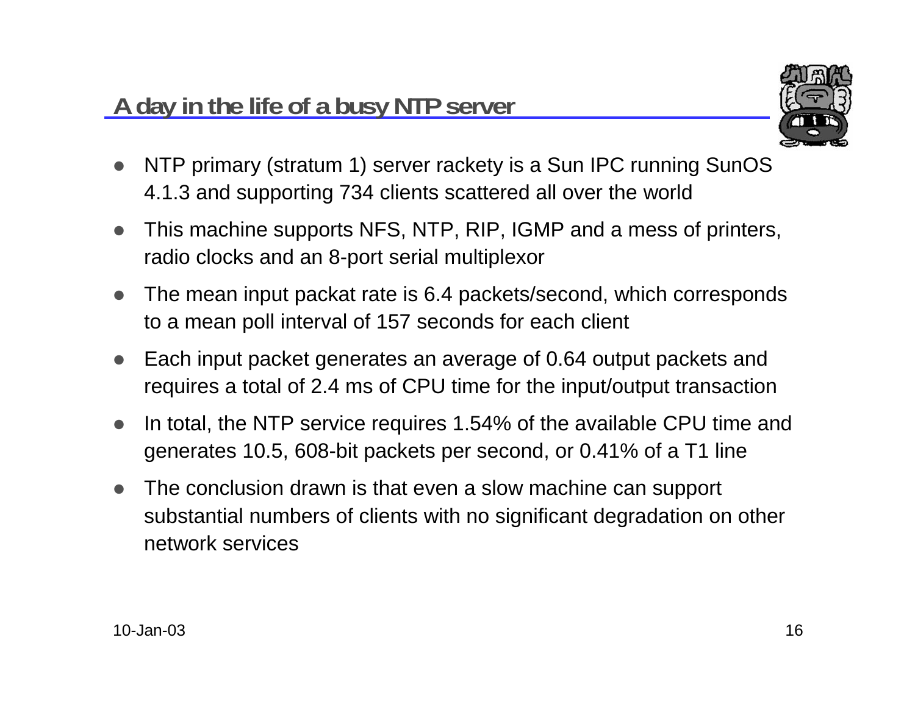## A day in the life of a busy NTP server

- NTP primary (stratum 1) server rackety is a Sun IPC running SunOS 4.1.3 and supporting 734 clients scattered all over the world
- This machine supports NFS, NTP, RIP, IGMP and a mess of printers, radio clocks and an 8-port serial multiplexor
- The mean input packat rate is 6.4 packets/second, which corresponds to a mean poll interval of 157 seconds for each client
- Each input packet generates an average of 0.64 output packets and requires a total of 2.4 ms of CPU time for the input/output transaction
- In total, the NTP service requires 1.54% of the available CPU time and generates 10.5, 608-bit packets per second, or 0.41% of a T1 line
- The conclusion drawn is that even a slow machine can support substantial numbers of clients with no significant degradation on other network services

10-Jan-03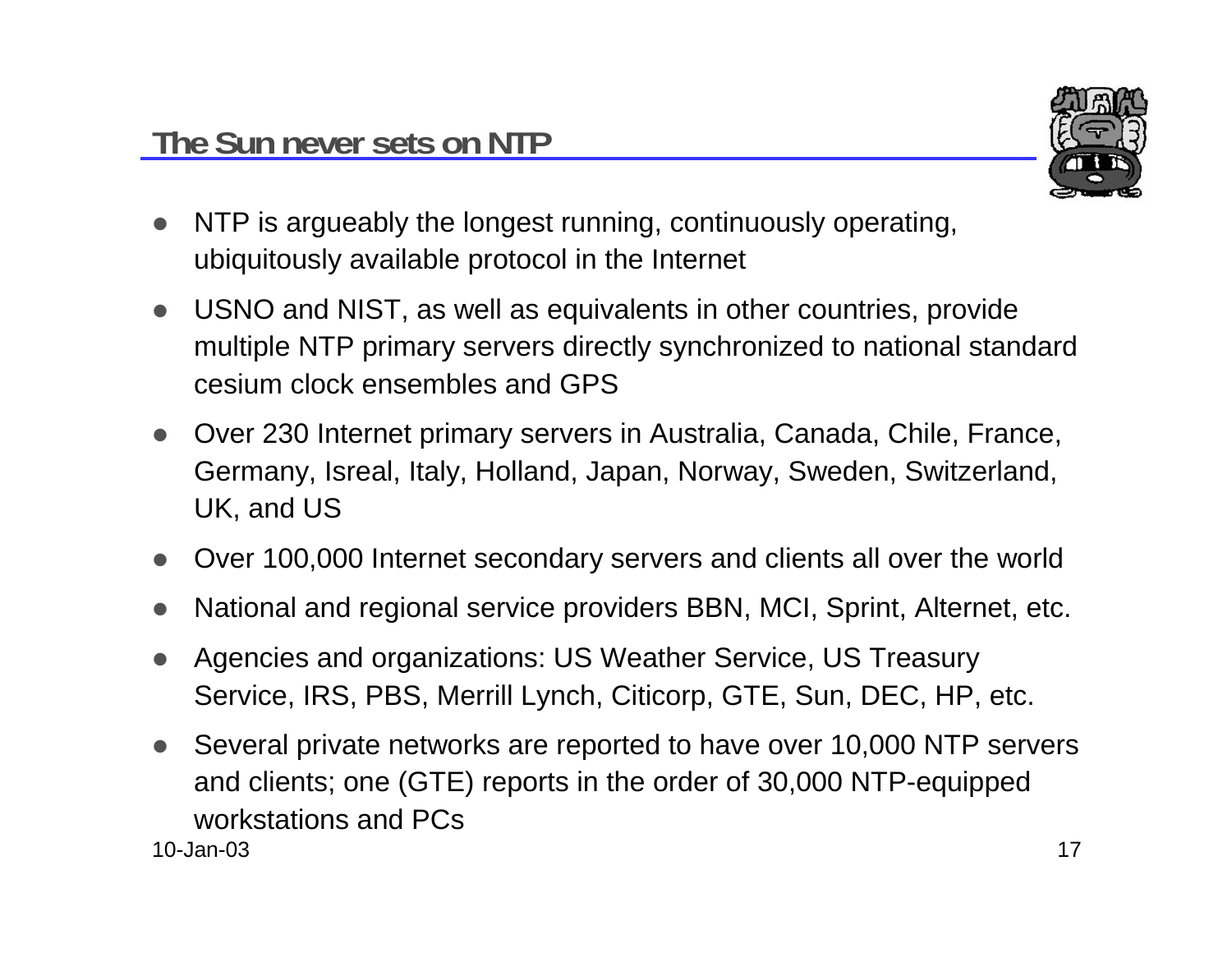## The Sun never sets on NTP

- NTP is argueably the longest running, continuously operating, ubiquitously available protocol in the Internet
- USNO and NIST, as well as equivalents in other countries, provide multiple NTP primary servers directly synchronized to national standard cesium clock ensembles and GPS
- Over 230 Internet primary servers in Australia, Canada, Chile, France, Germany, Isreal, Italy, Holland, Japan, Norway, Sweden, Switzerland, UK, and US
- Over 100,000 Internet secondary servers and clients all over the world
- National and regional service providers BBN, MCI, Sprint, Alternet, etc.
- Agencies and organizations: US Weather Service, US Treasury Service, IRS, PBS, Merrill Lynch, Citicorp, GTE, Sun, DEC, HP, etc.
- Several private networks are reported to have over 10,000 NTP servers and clients; one (GTE) reports in the order of 30,000 NTP-equipped workstations and PCs

10-Jan-03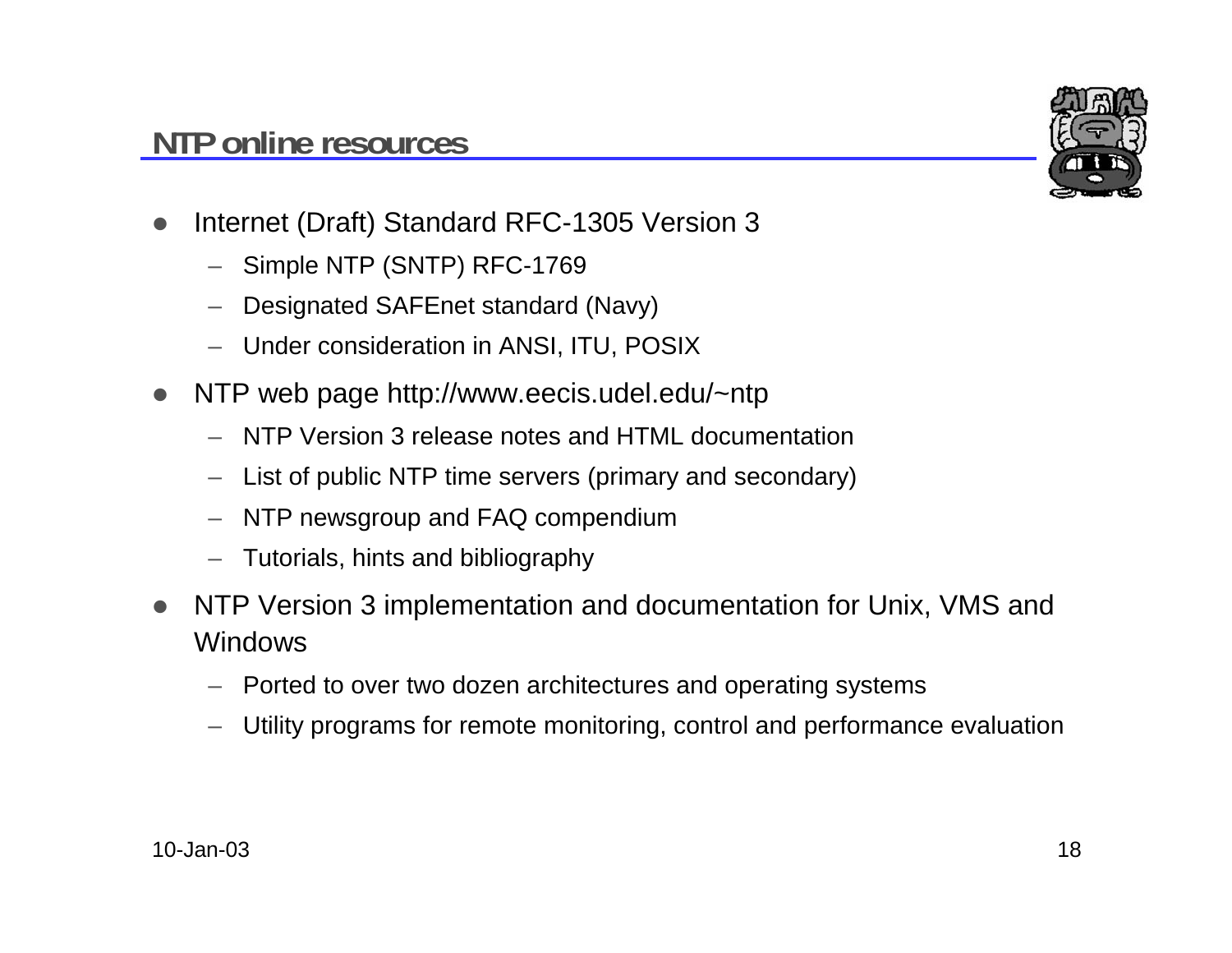## NTP online resources

- Internet (Draft) Standard RFC-1305 Version 3
  - Simple NTP (SNTP) RFC-1769
  - Designated SAFEnet standard (Navy)
  - Under consideration in ANSI, ITU, POSIX
- NTP web page http://www.eecis.udel.edu/~ntp
  - NTP Version 3 release notes and HTML documentation
  - List of public NTP time servers (primary and secondary)
  - NTP newsgroup and FAQ compendium
  - Tutorials, hints and bibliography
- NTP Version 3 implementation and documentation for Unix, VMS and Windows
  - Ported to over two dozen architectures and operating systems
  - Utility programs for remote monitoring, control and performance evaluation